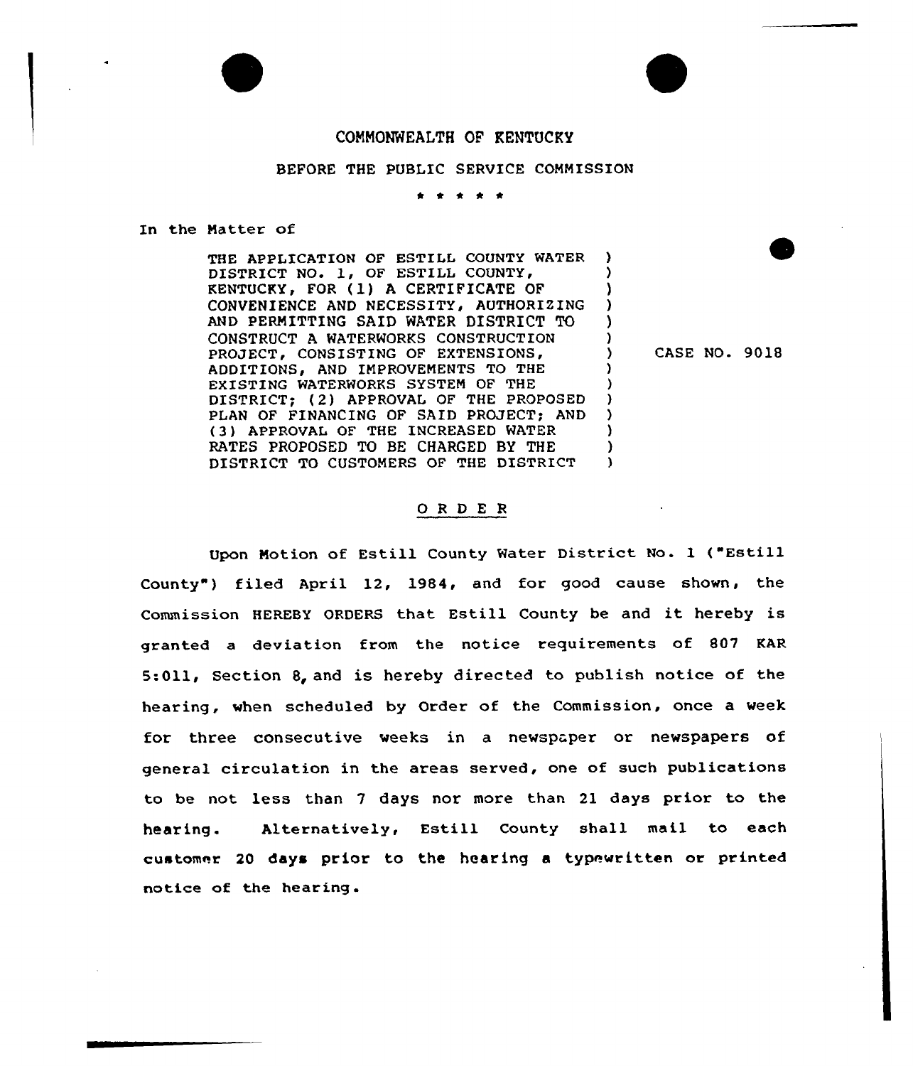COMMONWEALTH OF KENTUCKY

BEFORE THE PUBLIC SERVICE COMMISSION

\* \* \* \* \*

In the Matter of

THE APPLICATION OF ESTILL COUNTY WATER DISTRICT NO. 1, OF ESTILL COUNTY, KENTUCKY, FOR (1) A CERTIFICATE OF CONVENIENCE AND NECESSITY, AUTHORIZING AND PERMITTING SAID WATER DISTRICT TO CONSTRUCT A WATERWORKS CONSTRUCTION PROJECT, CONSISTING OF EXTENSIONS, ADDITIONS, AND IMPROVEMENTS TO THE EXISTING WATERWORKS SYSTEM OF THE DISTRICT; (2) APPROVAL OF THE PROPOSED PLAN OF FINANCING OF SAID PROJECT; AND (3) APPROVAL OF THE INCREASED WATER RATES PROPOSED TO BE CHARGED BY THE DISTRICT TO CUSTOMERS OF THE DISTRICT

CASE NO. 9018

## O R D E R

Upon Motion of Estill County Water District No. 1 ("Estill County") filed April 12, 1984, and for good cause shown, the Commission HEREBY ORDERS that Estill County be and it hereby is granted a deviation from the notice requirements of 807 KAR 5:011, Section 8, and is hereby directed to publish notice of the hearing, when scheduled by Order of the Commission, once a week for three consecutive weeks in a newspaper or newspapers of general circulation in the areas served, one of such publications to be not less than 7 days nor more than 21 days prior to the hearing. Alternatively, Estill County shall mail to each customer 20 days prior to the hearing a typewritten or printed notice of the hearing.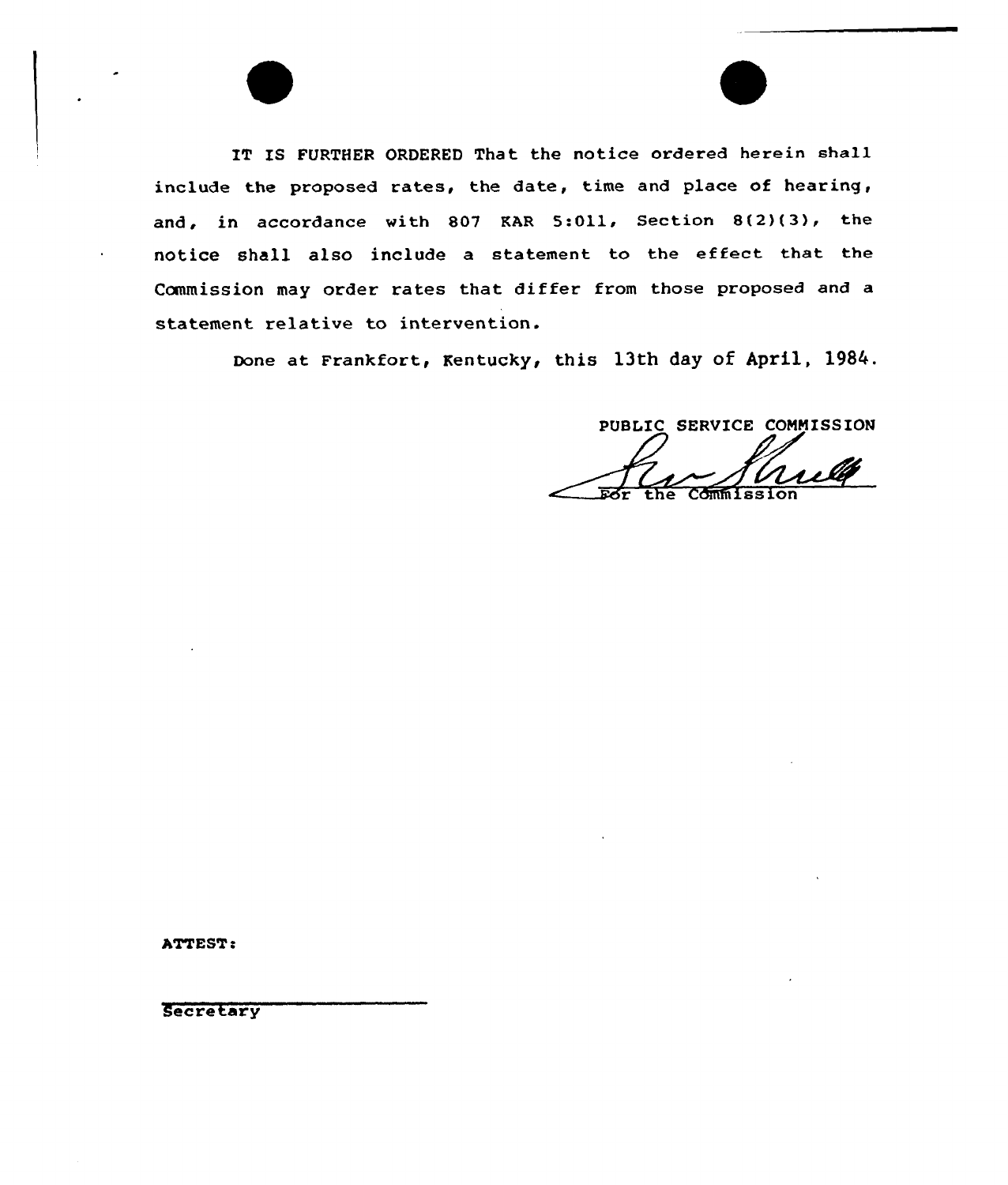IT IS FURTHER ORDERED That the notice ordered herein shall include the proposed rates, the date, time and place of hearing, and, in accordance with 807 KAR 5:011, Section 8(2)(3), the notice shall also include a statement to the effect that the Commission may order rates that differ from those proposed and a statement relative to intervention.

Done at Frankfort, Kentucky, this 13th day of April, 1984.

PUBLIC SERVICE COMMISSION

For the Commission

ATTEST:

Secretary